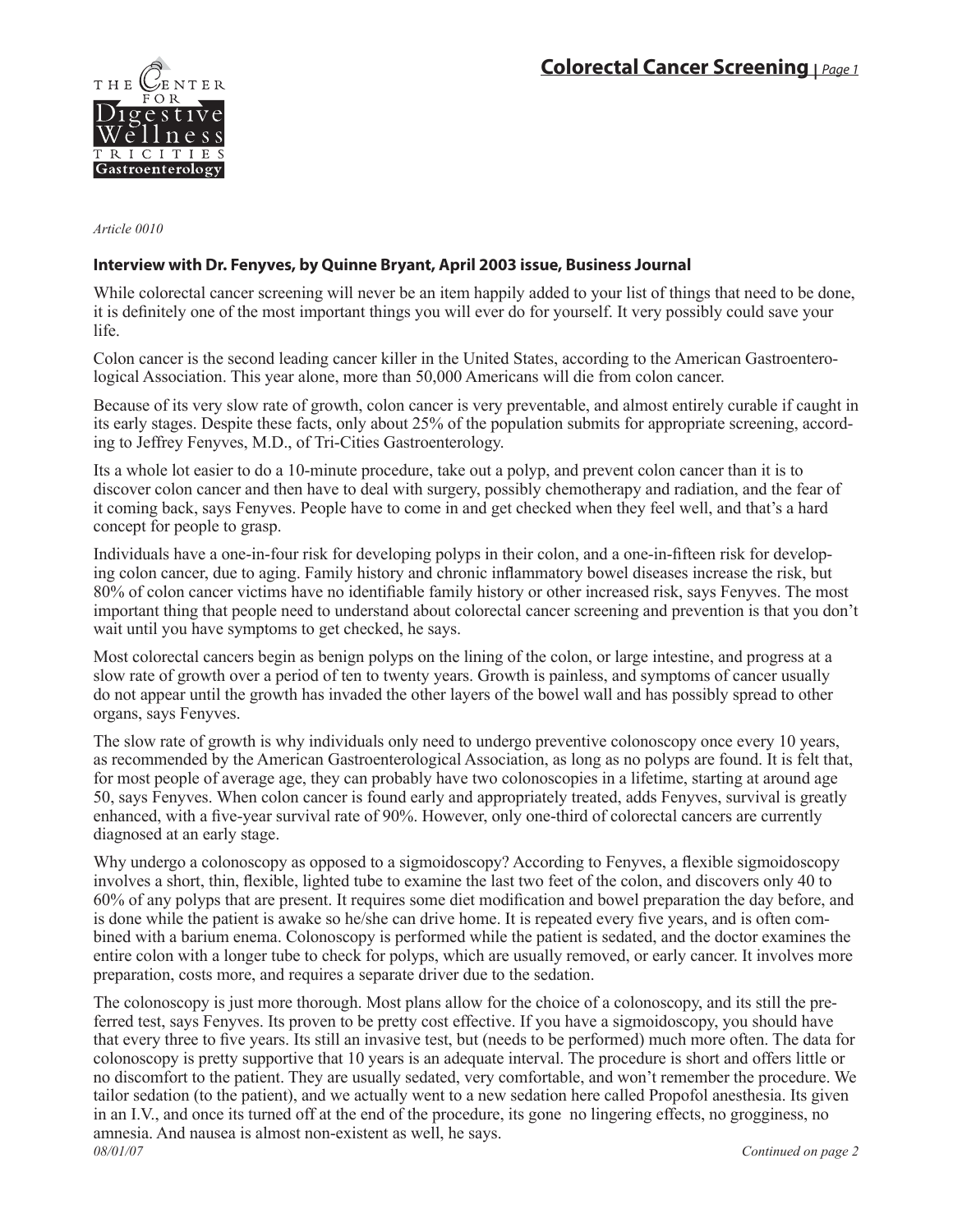*Article 0010*

**Interview with Dr. Fenyves, by Quinne Bryant, April 2003 issue, Business Journal**

While colorectal cancer screening will never be an item happily added to your list of things that need to be done, it is definitely one of the most important things you will ever do for yourself. It very possibly could save your life.

Colon cancer is the second leading cancer killer in the United States, according to the American Gastroenterological Association. This year alone, more than 50,000 Americans will die from colon cancer.

Because of its very slow rate of growth, colon cancer is very preventable, and almost entirely curable if caught in its early stages. Despite these facts, only about 25% of the population submits for appropriate screening, according to Jeffrey Fenyves, M.D., of Tri-Cities Gastroenterology.

Its a whole lot easier to do a 10-minute procedure, take out a polyp, and prevent colon cancer than it is to discover colon cancer and then have to deal with surgery, possibly chemotherapy and radiation, and the fear of it coming back, says Fenyves. People have to come in and get checked when they feel well, and that's a hard concept for people to grasp.

Individuals have a one-in-four risk for developing polyps in their colon, and a one-in-fifteen risk for developing colon cancer, due to aging. Family history and chronic inflammatory bowel diseases increase the risk, but 80% of colon cancer victims have no identifiable family history or other increased risk, says Fenyves. The most important thing that people need to understand about colorectal cancer screening and prevention is that you don't wait until you have symptoms to get checked, he says.

Most colorectal cancers begin as benign polyps on the lining of the colon, or large intestine, and progress at a slow rate of growth over a period of ten to twenty years. Growth is painless, and symptoms of cancer usually do not appear until the growth has invaded the other layers of the bowel wall and has possibly spread to other organs, says Fenyves.

The slow rate of growth is why individuals only need to undergo preventive colonoscopy once every 10 years, as recommended by the American Gastroenterological Association, as long as no polyps are found. It is felt that, for most people of average age, they can probably have two colonoscopies in a lifetime, starting at around age 50, says Fenyves. When colon cancer is found early and appropriately treated, adds Fenyves, survival is greatly enhanced, with a five-year survival rate of 90%. However, only one-third of colorectal cancers are currently diagnosed at an early stage.

Why undergo a colonoscopy as opposed to a sigmoidoscopy? According to Fenyves, a flexible sigmoidoscopy involves a short, thin, flexible, lighted tube to examine the last two feet of the colon, and discovers only 40 to 60% of any polyps that are present. It requires some diet modification and bowel preparation the day before, and is done while the patient is awake so he/she can drive home. It is repeated every five years, and is often combined with a barium enema. Colonoscopy is performed while the patient is sedated, and the doctor examines the entire colon with a longer tube to check for polyps, which are usually removed, or early cancer. It involves more preparation, costs more, and requires a separate driver due to the sedation.

The colonoscopy is just more thorough. Most plans allow for the choice of a colonoscopy, and its still the preferred test, says Fenyves. Its proven to be pretty cost effective. If you have a sigmoidoscopy, you should have that every three to five years. Its still an invasive test, but (needs to be performed) much more often. The data for colonoscopy is pretty supportive that 10 years is an adequate interval. The procedure is short and offers little or no discomfort to the patient. They are usually sedated, very comfortable, and won't remember the procedure. We tailor sedation (to the patient), and we actually went to a new sedation here called Propofol anesthesia. Its given in an I.V., and once its turned off at the end of the procedure, its gone no lingering effects, no grogginess, no amnesia. And nausea is almost non-existent as well, he says.

*08/01/07*

*Continued on page 2*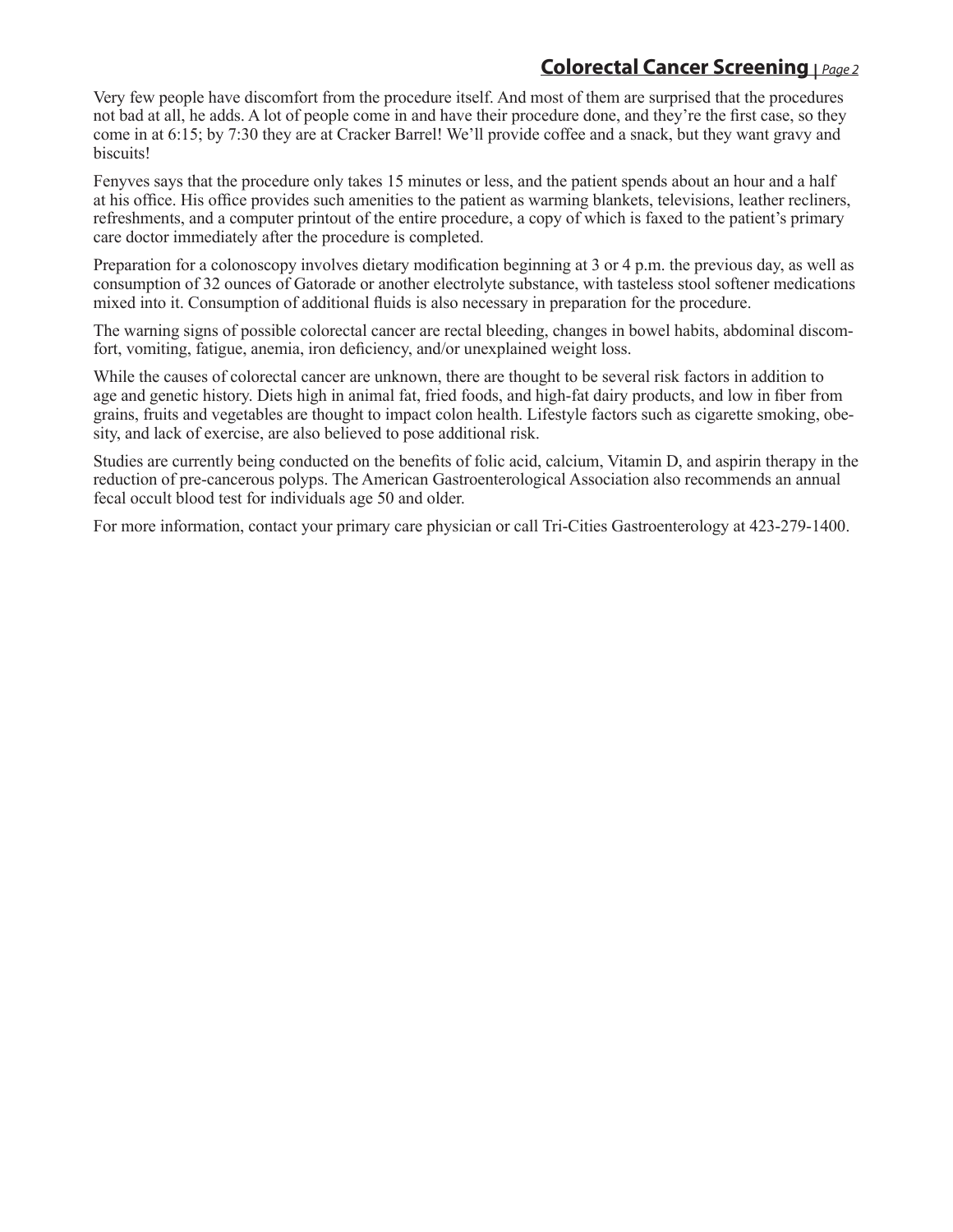Very few people have discomfort from the procedure itself. And most of them are surprised that the procedures not bad at all, he adds. A lot of people come in and have their procedure done, and they're the first case, so they come in at 6:15; by 7:30 they are at Cracker Barrel! We'll provide coffee and a snack, but they want gravy and biscuits!

Fenyves says that the procedure only takes 15 minutes or less, and the patient spends about an hour and a half at his office. His office provides such amenities to the patient as warming blankets, televisions, leather recliners, refreshments, and a computer printout of the entire procedure, a copy of which is faxed to the patient's primary care doctor immediately after the procedure is completed.

Preparation for a colonoscopy involves dietary modification beginning at 3 or 4 p.m. the previous day, as well as consumption of 32 ounces of Gatorade or another electrolyte substance, with tasteless stool softener medications mixed into it. Consumption of additional fluids is also necessary in preparation for the procedure.

The warning signs of possible colorectal cancer are rectal bleeding, changes in bowel habits, abdominal discomfort, vomiting, fatigue, anemia, iron deficiency, and/or unexplained weight loss.

While the causes of colorectal cancer are unknown, there are thought to be several risk factors in addition to age and genetic history. Diets high in animal fat, fried foods, and high-fat dairy products, and low in fiber from grains, fruits and vegetables are thought to impact colon health. Lifestyle factors such as cigarette smoking, obesity, and lack of exercise, are also believed to pose additional risk.

Studies are currently being conducted on the benefits of folic acid, calcium, Vitamin D, and aspirin therapy in the reduction of pre-cancerous polyps. The American Gastroenterological Association also recommends an annual fecal occult blood test for individuals age 50 and older.

For more information, contact your primary care physician or call Tri-Cities Gastroenterology at 423-279-1400.